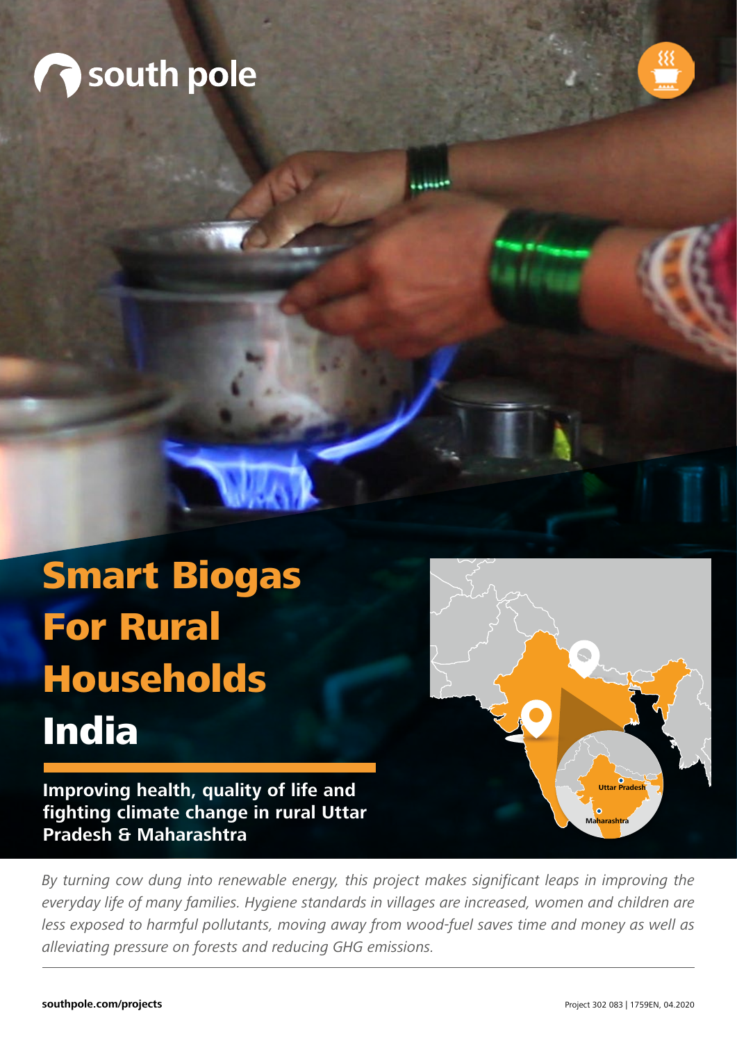south pole

# Smart Biogas For Rural Households India

**Improving health, quality of life and fighting climate change in rural Uttar Pradesh & Maharashtra**

Uttar Pradesh

Maharashtra

*By turning cow dung into renewable energy, this project makes significant leaps in improving the everyday life of many families. Hygiene standards in villages are increased, women and children are less exposed to harmful pollutants, moving away from wood-fuel saves time and money as well as alleviating pressure on forests and reducing GHG emissions.*

**southpole.com/projects**

Project 302 083 | 1759EN, 04.2020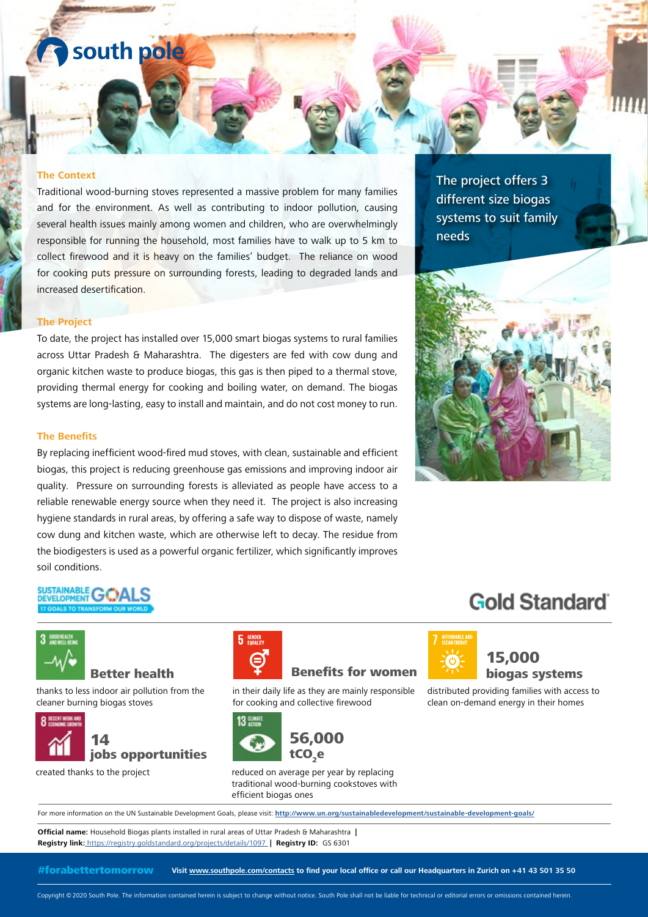south pole

## The Context

Traditional wood-burning stoves represented a massive problem for many families and for the environment. As well as contributing to indoor pollution, causing several health issues mainly among women and children, who are overwhelmingly responsible for running the household, most families have to walk up to 5 km to collect firewood and it is heavy on the families' budget. The reliance on wood for cooking puts pressure on surrounding forests, leading to degraded lands and increased desertification.

## The Project

To date, the project has installed over 15,000 smart biogas systems to rural families across Uttar Pradesh & Maharashtra. The digesters are fed with cow dung and organic kitchen waste to produce biogas, this gas is then piped to a thermal stove, providing thermal energy for cooking and boiling water, on demand. The biogas systems are long-lasting, easy to install and maintain, and do not cost money to run.

The project offers 3 different size biogas systems to suit family needs

## The Benefits

By replacing inefficient wood-fired mud stoves, with clean, sustainable and efficient biogas, this project is reducing greenhouse gas emissions and improving indoor air quality. Pressure on surrounding forests is alleviated as people have access to a reliable renewable energy source when they need it. The project is also increasing hygiene standards in rural areas, by offering a safe way to dispose of waste, namely cow dung and kitchen waste, which are otherwise left to decay. The residue from the biodigesters is used as a powerful organic fertilizer, which significantly improves soil conditions.

SUSTAINABLE DEVELOPMENT GOALS – 17 GOALS TO TRANSFORM OUR WORLD

Gold Standard

3 GOOD HEALTH AND WELL-BEING

**Better health**

thanks to less indoor air pollution from the cleaner burning biogas stoves

5 GENDER EQUALITY

**Benefits for women**

in their daily life as they are mainly responsible for cooking and collective firewood

7 AFFORDABLE AND CLEAN ENERGY

**15,000 biogas systems**

distributed providing families with access to clean on-demand energy in their homes

8 DECENT WORK AND ECONOMIC GROWTH

**14 jobs opportunities**

created thanks to the project

13 CLIMATE ACTION

**56,000 $tCO_2e$**

reduced on average per year by replacing traditional wood-burning cookstoves with efficient biogas ones

For more information on the UN Sustainable Development Goals, please visit: http://www.un.org/sustainabledevelopment/sustainable-development-goals/

**Official name:** Household Biogas plants installed in rural areas of Uttar Pradesh & Maharashtra |
**Registry link:** https://registry.goldstandard.org/projects/details/1097 | **Registry ID:** GS 6301

#forabettertomorrow **Visit www.southpole.com/contacts to find your local office or call our Headquarters in Zurich on +41 43 501 35 50**

Copyright © 2020 South Pole. The information contained herein is subject to change without notice. South Pole shall not be liable for technical or editorial errors or omissions contained herein.